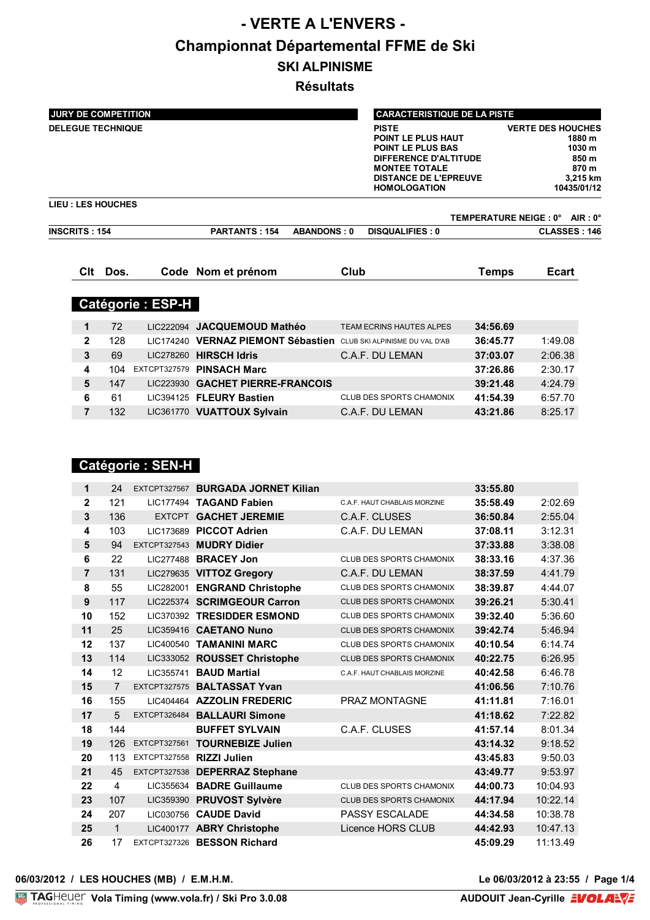# - VERTE A L'ENVERS -

# Championnat Départemental FFME de Ski

## SKI ALPINISME

## Résultats

| JURY DE COMPETITION | |
|---|---|
| DELEGUE TECHNIQUE | |

| CARACTERISTIQUE DE LA PISTE | |
|---|---|
| PISTE | VERTE DES HOUCHES |
| POINT LE PLUS HAUT | 1880 m |
| POINT LE PLUS BAS | 1030 m |
| DIFFERENCE D'ALTITUDE | 850 m |
| MONTEE TOTALE | 870 m |
| DISTANCE DE L'EPREUVE | 3,215 km |
| HOMOLOGATION | 10435/01/12 |

**LIEU : LES HOUCHES**

**TEMPERATURE NEIGE : 0° AIR : 0°**

**INSCRITS : 154** **PARTANTS : 154** **ABANDONS : 0** **DISQUALIFIES : 0** **CLASSES : 146**

### Catégorie : ESP-H

| Clt | Dos. | Code | Nom et prénom | Club | Temps | Ecart |
|---|---|---|---|---|---|---|
| 1 | 72 | LIC222094 | JACQUEMOUD Mathéo | TEAM ECRINS HAUTES ALPES | 34:56.69 | |
| 2 | 128 | LIC174240 | VERNAZ PIEMONT Sébastien | CLUB SKI ALPINISME DU VAL D'AB | 36:45.77 | 1:49.08 |
| 3 | 69 | LIC278260 | HIRSCH Idris | C.A.F. DU LEMAN | 37:03.07 | 2:06.38 |
| 4 | 104 | EXTCPT327579 | PINSACH Marc | | 37:26.86 | 2:30.17 |
| 5 | 147 | LIC223930 | GACHET PIERRE-FRANCOIS | | 39:21.48 | 4:24.79 |
| 6 | 61 | LIC394125 | FLEURY Bastien | CLUB DES SPORTS CHAMONIX | 41:54.39 | 6:57.70 |
| 7 | 132 | LIC361770 | VUATTOUX Sylvain | C.A.F. DU LEMAN | 43:21.86 | 8:25.17 |

### Catégorie : SEN-H

| Clt | Dos. | Code | Nom et prénom | Club | Temps | Ecart |
|---|---|---|---|---|---|---|
| 1 | 24 | EXTCPT327567 | BURGADA JORNET Kilian | | 33:55.80 | |
| 2 | 121 | LIC177494 | TAGAND Fabien | C.A.F. HAUT CHABLAIS MORZINE | 35:58.49 | 2:02.69 |
| 3 | 136 | EXTCPT | GACHET JEREMIE | C.A.F. CLUSES | 36:50.84 | 2:55.04 |
| 4 | 103 | LIC173689 | PICCOT Adrien | C.A.F. DU LEMAN | 37:08.11 | 3:12.31 |
| 5 | 94 | EXTCPT327543 | MUDRY Didier | | 37:33.88 | 3:38.08 |
| 6 | 22 | LIC277488 | BRACEY Jon | CLUB DES SPORTS CHAMONIX | 38:33.16 | 4:37.36 |
| 7 | 131 | LIC279635 | VITTOZ Gregory | C.A.F. DU LEMAN | 38:37.59 | 4:41.79 |
| 8 | 55 | LIC282001 | ENGRAND Christophe | CLUB DES SPORTS CHAMONIX | 38:39.87 | 4:44.07 |
| 9 | 117 | LIC225374 | SCRIMGEOUR Carron | CLUB DES SPORTS CHAMONIX | 39:26.21 | 5:30.41 |
| 10 | 152 | LIC370392 | TRESIDDER ESMOND | CLUB DES SPORTS CHAMONIX | 39:32.40 | 5:36.60 |
| 11 | 25 | LIC359416 | CAETANO Nuno | CLUB DES SPORTS CHAMONIX | 39:42.74 | 5:46.94 |
| 12 | 137 | LIC400540 | TAMANINI MARC | CLUB DES SPORTS CHAMONIX | 40:10.54 | 6:14.74 |
| 13 | 114 | LIC333052 | ROUSSET Christophe | CLUB DES SPORTS CHAMONIX | 40:22.75 | 6:26.95 |
| 14 | 12 | LIC355741 | BAUD Martial | C.A.F. HAUT CHABLAIS MORZINE | 40:42.58 | 6:46.78 |
| 15 | 7 | EXTCPT327575 | BALTASSAT Yvan | | 41:06.56 | 7:10.76 |
| 16 | 155 | LIC404464 | AZZOLIN FREDERIC | PRAZ MONTAGNE | 41:11.81 | 7:16.01 |
| 17 | 5 | EXTCPT326484 | BALLAURI Simone | | 41:18.62 | 7:22.82 |
| 18 | 144 | | BUFFET SYLVAIN | C.A.F. CLUSES | 41:57.14 | 8:01.34 |
| 19 | 126 | EXTCPT327561 | TOURNEBIZE Julien | | 43:14.32 | 9:18.52 |
| 20 | 113 | EXTCPT327558 | RIZZI Julien | | 43:45.83 | 9:50.03 |
| 21 | 45 | EXTCPT327538 | DEPERRAZ Stephane | | 43:49.77 | 9:53.97 |
| 22 | 4 | LIC355634 | BADRE Guillaume | CLUB DES SPORTS CHAMONIX | 44:00.73 | 10:04.93 |
| 23 | 107 | LIC359390 | PRUVOST Sylvère | CLUB DES SPORTS CHAMONIX | 44:17.94 | 10:22.14 |
| 24 | 207 | LIC030756 | CAUDE David | PASSY ESCALADE | 44:34.58 | 10:38.78 |
| 25 | 1 | LIC400177 | ABRY Christophe | Licence HORS CLUB | 44:42.93 | 10:47.13 |
| 26 | 17 | EXTCPT327326 | BESSON Richard | | 45:09.29 | 11:13.49 |

06/03/2012 / LES HOUCHES (MB) / E.M.H.M. Le 06/03/2012 à 23:55

Vola Timing (www.vola.fr) / Ski Pro 3.0.08 AUDOUIT Jean-Cyrille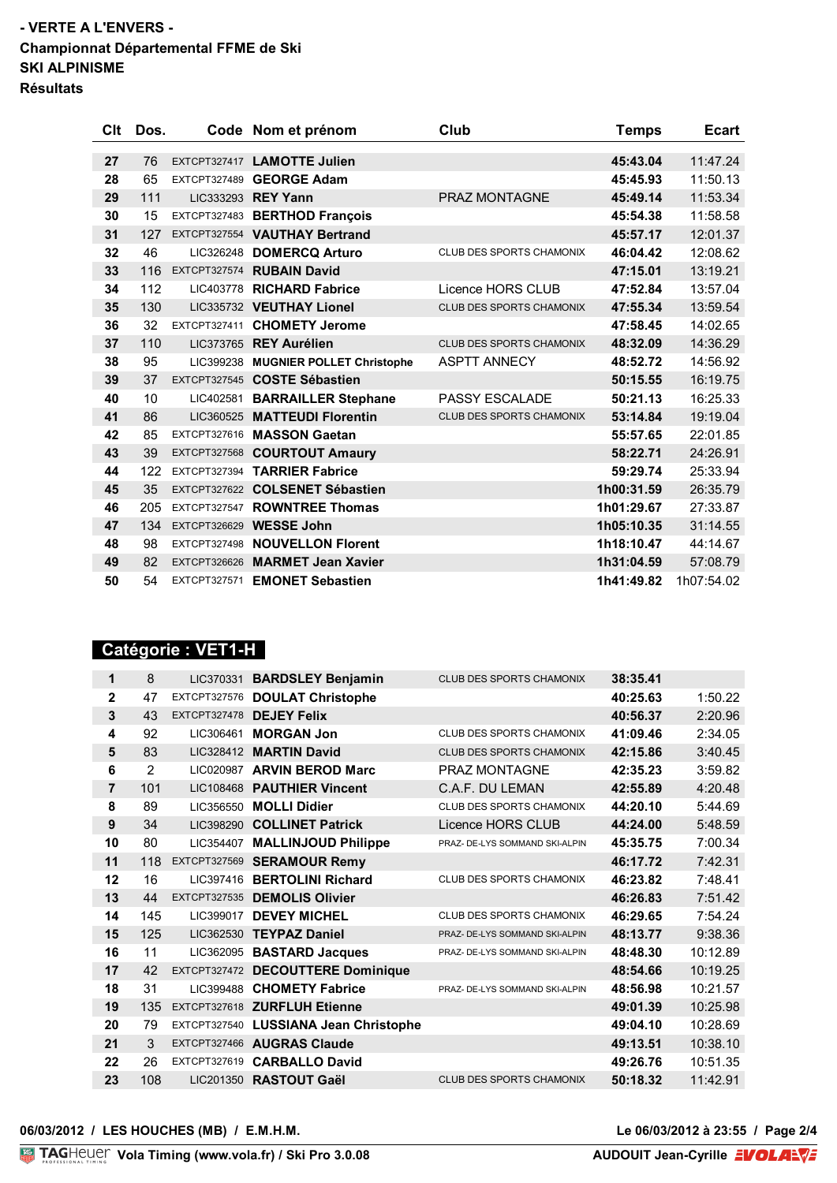**- VERTE A L'ENVERS -**
**Championnat Départemental FFME de Ski**
**SKI ALPINISME**
**Résultats**

| Clt | Dos. | Code | Nom et prénom | Club | Temps | Ecart |
|---|---|---|---|---|---|---|
| 27 | 76 | EXTCPT327417 | LAMOTTE Julien | | 45:43.04 | 11:47.24 |
| 28 | 65 | EXTCPT327489 | GEORGE Adam | | 45:45.93 | 11:50.13 |
| 29 | 111 | LIC333293 | REY Yann | PRAZ MONTAGNE | 45:49.14 | 11:53.34 |
| 30 | 15 | EXTCPT327483 | BERTHOD François | | 45:54.38 | 11:58.58 |
| 31 | 127 | EXTCPT327554 | VAUTHAY Bertrand | | 45:57.17 | 12:01.37 |
| 32 | 46 | LIC326248 | DOMERCQ Arturo | CLUB DES SPORTS CHAMONIX | 46:04.42 | 12:08.62 |
| 33 | 116 | EXTCPT327574 | RUBAIN David | | 47:15.01 | 13:19.21 |
| 34 | 112 | LIC403778 | RICHARD Fabrice | Licence HORS CLUB | 47:52.84 | 13:57.04 |
| 35 | 130 | LIC335732 | VEUTHAY Lionel | CLUB DES SPORTS CHAMONIX | 47:55.34 | 13:59.54 |
| 36 | 32 | EXTCPT327411 | CHOMETY Jerome | | 47:58.45 | 14:02.65 |
| 37 | 110 | LIC373765 | REY Aurélien | CLUB DES SPORTS CHAMONIX | 48:32.09 | 14:36.29 |
| 38 | 95 | LIC399238 | MUGNIER POLLET Christophe | ASPTT ANNECY | 48:52.72 | 14:56.92 |
| 39 | 37 | EXTCPT327545 | COSTE Sébastien | | 50:15.55 | 16:19.75 |
| 40 | 10 | LIC402581 | BARRAILLER Stephane | PASSY ESCALADE | 50:21.13 | 16:25.33 |
| 41 | 86 | LIC360525 | MATTEUDI Florentin | CLUB DES SPORTS CHAMONIX | 53:14.84 | 19:19.04 |
| 42 | 85 | EXTCPT327616 | MASSON Gaetan | | 55:57.65 | 22:01.85 |
| 43 | 39 | EXTCPT327568 | COURTOUT Amaury | | 58:22.71 | 24:26.91 |
| 44 | 122 | EXTCPT327394 | TARRIER Fabrice | | 59:29.74 | 25:33.94 |
| 45 | 35 | EXTCPT327622 | COLSENET Sébastien | | 1h00:31.59 | 26:35.79 |
| 46 | 205 | EXTCPT327547 | ROWNTREE Thomas | | 1h01:29.67 | 27:33.87 |
| 47 | 134 | EXTCPT326629 | WESSE John | | 1h05:10.35 | 31:14.55 |
| 48 | 98 | EXTCPT327498 | NOUVELLON Florent | | 1h18:10.47 | 44:14.67 |
| 49 | 82 | EXTCPT326626 | MARMET Jean Xavier | | 1h31:04.59 | 57:08.79 |
| 50 | 54 | EXTCPT327571 | EMONET Sebastien | | 1h41:49.82 | 1h07:54.02 |

## Catégorie : VET1-H

| Clt | Dos. | Code | Nom et prénom | Club | Temps | Ecart |
|---|---|---|---|---|---|---|
| 1 | 8 | LIC370331 | BARDSLEY Benjamin | CLUB DES SPORTS CHAMONIX | 38:35.41 | |
| 2 | 47 | EXTCPT327576 | DOULAT Christophe | | 40:25.63 | 1:50.22 |
| 3 | 43 | EXTCPT327478 | DEJEY Felix | | 40:56.37 | 2:20.96 |
| 4 | 92 | LIC306461 | MORGAN Jon | CLUB DES SPORTS CHAMONIX | 41:09.46 | 2:34.05 |
| 5 | 83 | LIC328412 | MARTIN David | CLUB DES SPORTS CHAMONIX | 42:15.86 | 3:40.45 |
| 6 | 2 | LIC020987 | ARVIN BEROD Marc | PRAZ MONTAGNE | 42:35.23 | 3:59.82 |
| 7 | 101 | LIC108468 | PAUTHIER Vincent | C.A.F. DU LEMAN | 42:55.89 | 4:20.48 |
| 8 | 89 | LIC356550 | MOLLI Didier | CLUB DES SPORTS CHAMONIX | 44:20.10 | 5:44.69 |
| 9 | 34 | LIC398290 | COLLINET Patrick | Licence HORS CLUB | 44:24.00 | 5:48.59 |
| 10 | 80 | LIC354407 | MALLINJOUD Philippe | PRAZ- DE-LYS SOMMAND SKI-ALPIN | 45:35.75 | 7:00.34 |
| 11 | 118 | EXTCPT327569 | SERAMOUR Remy | | 46:17.72 | 7:42.31 |
| 12 | 16 | LIC397416 | BERTOLINI Richard | CLUB DES SPORTS CHAMONIX | 46:23.82 | 7:48.41 |
| 13 | 44 | EXTCPT327535 | DEMOLIS Olivier | | 46:26.83 | 7:51.42 |
| 14 | 145 | LIC399017 | DEVEY MICHEL | CLUB DES SPORTS CHAMONIX | 46:29.65 | 7:54.24 |
| 15 | 125 | LIC362530 | TEYPAZ Daniel | PRAZ- DE-LYS SOMMAND SKI-ALPIN | 48:13.77 | 9:38.36 |
| 16 | 11 | LIC362095 | BASTARD Jacques | PRAZ- DE-LYS SOMMAND SKI-ALPIN | 48:48.30 | 10:12.89 |
| 17 | 42 | EXTCPT327472 | DECOUTTERE Dominique | | 48:54.66 | 10:19.25 |
| 18 | 31 | LIC399488 | CHOMETY Fabrice | PRAZ- DE-LYS SOMMAND SKI-ALPIN | 48:56.98 | 10:21.57 |
| 19 | 135 | EXTCPT327618 | ZURFLUH Etienne | | 49:01.39 | 10:25.98 |
| 20 | 79 | EXTCPT327540 | LUSSIANA Jean Christophe | | 49:04.10 | 10:28.69 |
| 21 | 3 | EXTCPT327466 | AUGRAS Claude | | 49:13.51 | 10:38.10 |
| 22 | 26 | EXTCPT327619 | CARBALLO David | | 49:26.76 | 10:51.35 |
| 23 | 108 | LIC201350 | RASTOUT Gaël | CLUB DES SPORTS CHAMONIX | 50:18.32 | 11:42.91 |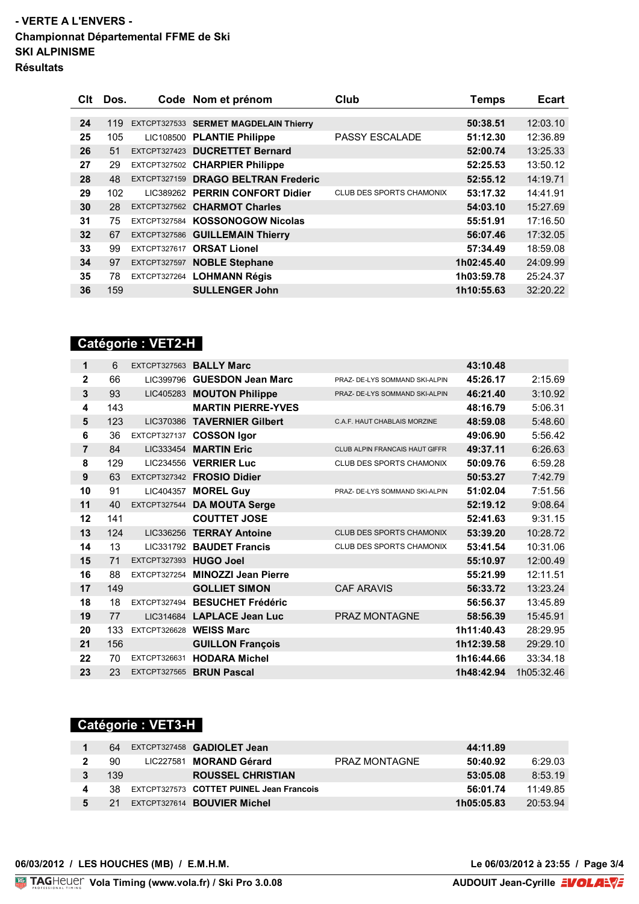# - VERTE A L'ENVERS -
**Championnat Départemental FFME de Ski**
**SKI ALPINISME**
**Résultats**

| Clt | Dos. | Code | Nom et prénom | Club | Temps | Ecart |
|---|---|---|---|---|---|---|
| 24 | 119 | EXTCPT327533 | SERMET MAGDELAIN Thierry | | 50:38.51 | 12:03.10 |
| 25 | 105 | LIC108500 | PLANTIE Philippe | PASSY ESCALADE | 51:12.30 | 12:36.89 |
| 26 | 51 | EXTCPT327423 | DUCRETTET Bernard | | 52:00.74 | 13:25.33 |
| 27 | 29 | EXTCPT327502 | CHARPIER Philippe | | 52:25.53 | 13:50.12 |
| 28 | 48 | EXTCPT327159 | DRAGO BELTRAN Frederic | | 52:55.12 | 14:19.71 |
| 29 | 102 | LIC389262 | PERRIN CONFORT Didier | CLUB DES SPORTS CHAMONIX | 53:17.32 | 14:41.91 |
| 30 | 28 | EXTCPT327562 | CHARMOT Charles | | 54:03.10 | 15:27.69 |
| 31 | 75 | EXTCPT327584 | KOSSONOGOW Nicolas | | 55:51.91 | 17:16.50 |
| 32 | 67 | EXTCPT327586 | GUILLEMAIN Thierry | | 56:07.46 | 17:32.05 |
| 33 | 99 | EXTCPT327617 | ORSAT Lionel | | 57:34.49 | 18:59.08 |
| 34 | 97 | EXTCPT327597 | NOBLE Stephane | | 1h02:45.40 | 24:09.99 |
| 35 | 78 | EXTCPT327264 | LOHMANN Régis | | 1h03:59.78 | 25:24.37 |
| 36 | 159 | | SULLENGER John | | 1h10:55.63 | 32:20.22 |

## Catégorie : VET2-H

| Clt | Dos. | Code | Nom et prénom | Club | Temps | Ecart |
|---|---|---|---|---|---|---|
| 1 | 6 | EXTCPT327563 | BALLY Marc | | 43:10.48 | |
| 2 | 66 | LIC399796 | GUESDON Jean Marc | PRAZ- DE-LYS SOMMAND SKI-ALPIN | 45:26.17 | 2:15.69 |
| 3 | 93 | LIC405283 | MOUTON Philippe | PRAZ- DE-LYS SOMMAND SKI-ALPIN | 46:21.40 | 3:10.92 |
| 4 | 143 | | MARTIN PIERRE-YVES | | 48:16.79 | 5:06.31 |
| 5 | 123 | LIC370386 | TAVERNIER Gilbert | C.A.F. HAUT CHABLAIS MORZINE | 48:59.08 | 5:48.60 |
| 6 | 36 | EXTCPT327137 | COSSON Igor | | 49:06.90 | 5:56.42 |
| 7 | 84 | LIC333454 | MARTIN Eric | CLUB ALPIN FRANCAIS HAUT GIFFR | 49:37.11 | 6:26.63 |
| 8 | 129 | LIC234556 | VERRIER Luc | CLUB DES SPORTS CHAMONIX | 50:09.76 | 6:59.28 |
| 9 | 63 | EXTCPT327342 | FROSIO Didier | | 50:53.27 | 7:42.79 |
| 10 | 91 | LIC404357 | MOREL Guy | PRAZ- DE-LYS SOMMAND SKI-ALPIN | 51:02.04 | 7:51.56 |
| 11 | 40 | EXTCPT327544 | DA MOUTA Serge | | 52:19.12 | 9:08.64 |
| 12 | 141 | | COUTTET JOSE | | 52:41.63 | 9:31.15 |
| 13 | 124 | LIC336256 | TERRAY Antoine | CLUB DES SPORTS CHAMONIX | 53:39.20 | 10:28.72 |
| 14 | 13 | LIC331792 | BAUDET Francis | CLUB DES SPORTS CHAMONIX | 53:41.54 | 10:31.06 |
| 15 | 71 | EXTCPT327393 | HUGO Joel | | 55:10.97 | 12:00.49 |
| 16 | 88 | EXTCPT327254 | MINOZZI Jean Pierre | | 55:21.99 | 12:11.51 |
| 17 | 149 | | GOLLIET SIMON | CAF ARAVIS | 56:33.72 | 13:23.24 |
| 18 | 18 | EXTCPT327494 | BESUCHET Frédéric | | 56:56.37 | 13:45.89 |
| 19 | 77 | LIC314684 | LAPLACE Jean Luc | PRAZ MONTAGNE | 58:56.39 | 15:45.91 |
| 20 | 133 | EXTCPT326628 | WEISS Marc | | 1h11:40.43 | 28:29.95 |
| 21 | 156 | | GUILLON François | | 1h12:39.58 | 29:29.10 |
| 22 | 70 | EXTCPT326631 | HODARA Michel | | 1h16:44.66 | 33:34.18 |
| 23 | 23 | EXTCPT327565 | BRUN Pascal | | 1h48:42.94 | 1h05:32.46 |

## Catégorie : VET3-H

| Clt | Dos. | Code | Nom et prénom | Club | Temps | Ecart |
|---|---|---|---|---|---|---|
| 1 | 64 | EXTCPT327458 | GADIOLET Jean | | 44:11.89 | |
| 2 | 90 | LIC227581 | MORAND Gérard | PRAZ MONTAGNE | 50:40.92 | 6:29.03 |
| 3 | 139 | | ROUSSEL CHRISTIAN | | 53:05.08 | 8:53.19 |
| 4 | 38 | EXTCPT327573 | COTTET PUINEL Jean Francois | | 56:01.74 | 11:49.85 |
| 5 | 21 | EXTCPT327614 | BOUVIER Michel | | 1h05:05.83 | 20:53.94 |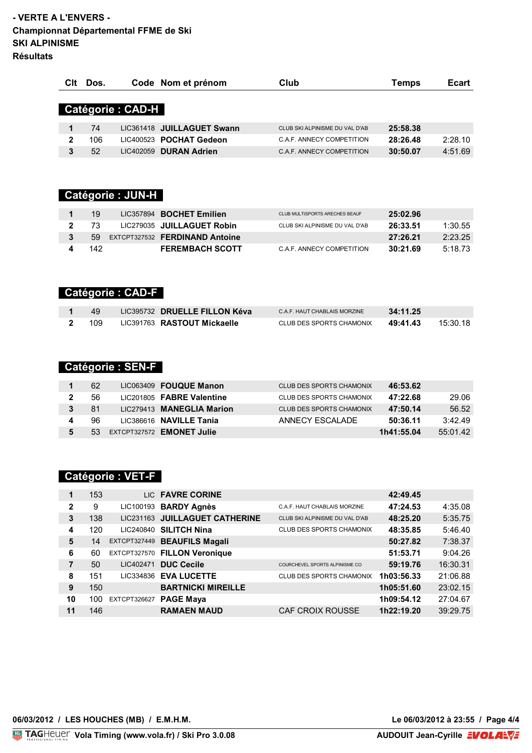**- VERTE A L'ENVERS -**
**Championnat Départemental FFME de Ski**
**SKI ALPINISME**
**Résultats**

| Clt | Dos. | Code | Nom et prénom | Club | Temps | Ecart |
|---|---|---|---|---|---|---|
| **Catégorie : CAD-H** | | | | | | |
| 1 | 74 | LIC361418 | **JUILLAGUET Swann** | CLUB SKI ALPINISME DU VAL D'AB | **25:58.38** | |
| 2 | 106 | LIC400523 | **POCHAT Gedeon** | C.A.F. ANNECY COMPETITION | **28:26.48** | 2:28.10 |
| 3 | 52 | LIC402059 | **DURAN Adrien** | C.A.F. ANNECY COMPETITION | **30:50.07** | 4:51.69 |
| **Catégorie : JUN-H** | | | | | | |
| 1 | 19 | LIC357894 | **BOCHET Emilien** | CLUB MULTISPORTS ARECHES BEAUF | **25:02.96** | |
| 2 | 73 | LIC279035 | **JUILLAGUET Robin** | CLUB SKI ALPINISME DU VAL D'AB | **26:33.51** | 1:30.55 |
| 3 | 59 | EXTCPT327532 | **FERDINAND Antoine** | | **27:26.21** | 2:23.25 |
| 4 | 142 | | **FEREMBACH SCOTT** | C.A.F. ANNECY COMPETITION | **30:21.69** | 5:18.73 |
| **Catégorie : CAD-F** | | | | | | |
| 1 | 49 | LIC395732 | **DRUELLE FILLON Kéva** | C.A.F. HAUT CHABLAIS MORZINE | **34:11.25** | |
| 2 | 109 | LIC391763 | **RASTOUT Mickaelle** | CLUB DES SPORTS CHAMONIX | **49:41.43** | 15:30.18 |
| **Catégorie : SEN-F** | | | | | | |
| 1 | 62 | LIC063409 | **FOUQUE Manon** | CLUB DES SPORTS CHAMONIX | **46:53.62** | |
| 2 | 56 | LIC201805 | **FABRE Valentine** | CLUB DES SPORTS CHAMONIX | **47:22.68** | 29.06 |
| 3 | 81 | LIC279413 | **MANEGLIA Marion** | CLUB DES SPORTS CHAMONIX | **47:50.14** | 56.52 |
| 4 | 96 | LIC386616 | **NAVILLE Tania** | ANNECY ESCALADE | **50:36.11** | 3:42.49 |
| 5 | 53 | EXTCPT327572 | **EMONET Julie** | | **1h41:55.04** | 55:01.42 |
| **Catégorie : VET-F** | | | | | | |
| 1 | 153 | LIC | **FAVRE CORINE** | | **42:49.45** | |
| 2 | 9 | LIC100193 | **BARDY Agnès** | C.A.F. HAUT CHABLAIS MORZINE | **47:24.53** | 4:35.08 |
| 3 | 138 | LIC231163 | **JUILLAGUET CATHERINE** | CLUB SKI ALPINISME DU VAL D'AB | **48:25.20** | 5:35.75 |
| 4 | 120 | LIC240840 | **SILITCH Nina** | CLUB DES SPORTS CHAMONIX | **48:35.85** | 5:46.40 |
| 5 | 14 | EXTCPT327449 | **BEAUFILS Magali** | | **50:27.82** | 7:38.37 |
| 6 | 60 | EXTCPT327570 | **FILLON Veronique** | | **51:53.71** | 9:04.26 |
| 7 | 50 | LIC402471 | **DUC Cecile** | COURCHEVEL SPORTS ALPINISME CO | **59:19.76** | 16:30.31 |
| 8 | 151 | LIC334836 | **EVA LUCETTE** | CLUB DES SPORTS CHAMONIX | **1h03:56.33** | 21:06.88 |
| 9 | 150 | | **BARTNICKI MIREILLE** | | **1h05:51.60** | 23:02.15 |
| 10 | 100 | EXTCPT326627 | **PAGE Maya** | | **1h09:54.12** | 27:04.67 |
| 11 | 146 | | **RAMAEN MAUD** | CAF CROIX ROUSSE | **1h22:19.20** | 39:29.75 |

**06/03/2012 / LES HOUCHES (MB) / E.M.H.M.** — **Le 06/03/2012 à 23:55**

**Vola Timing (www.vola.fr) / Ski Pro 3.0.08** — **AUDOUIT Jean-Cyrille**